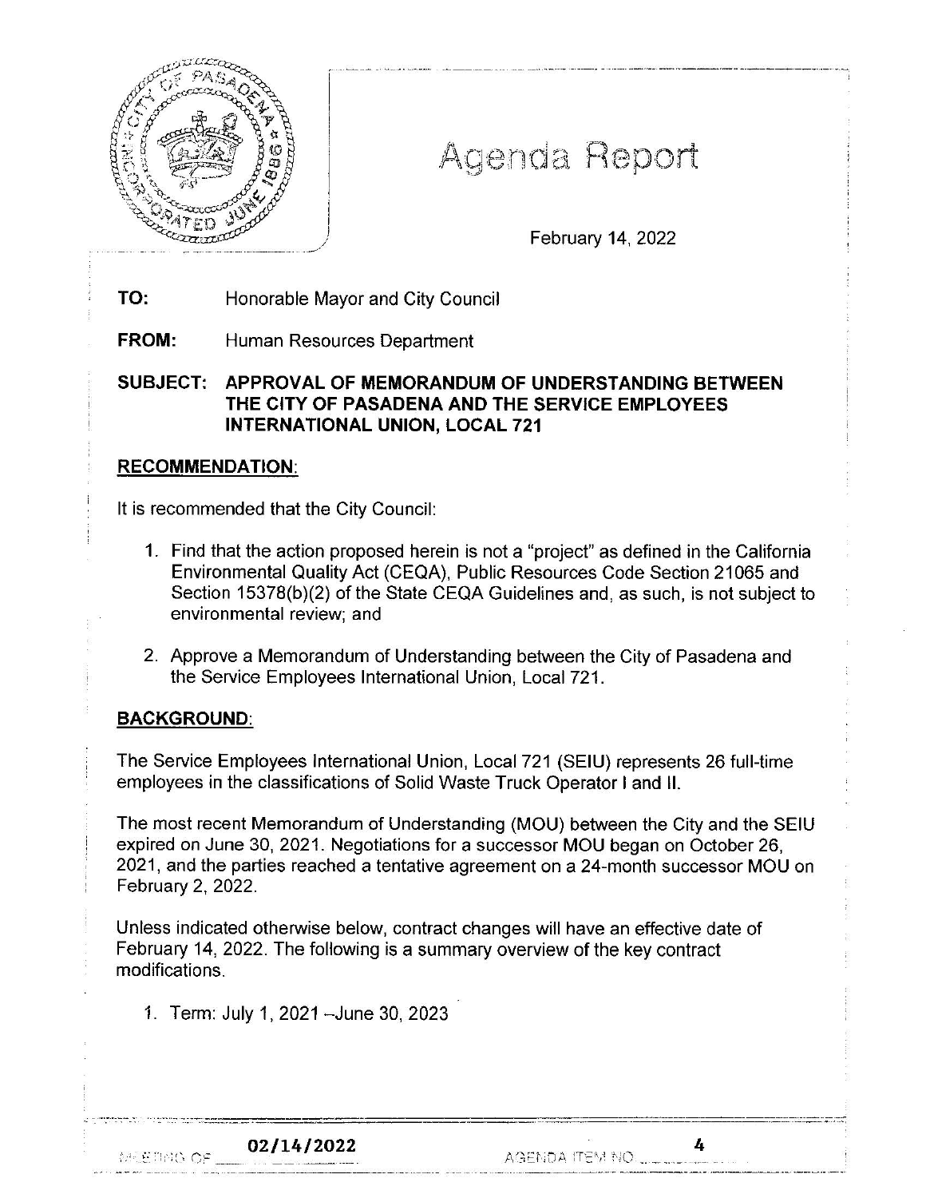# Agenda Report

February 14, 2022

**TO:** Honorable Mayor and City Council

**FROM:** Human Resources Department

**SUBJECT: APPROVAL OF MEMORANDUM OF UNDERSTANDING BETWEEN THE CITY OF PASADENA AND THE SERVICE EMPLOYEES INTERNATIONAL UNION, LOCAL 721**

## RECOMMENDATION:

It is recommended that the City Council:

1. Find that the action proposed herein is not a "project" as defined in the California Environmental Quality Act (CEQA), Public Resources Code Section 21065 and Section 15378(b)(2) of the State CEQA Guidelines and, as such, is not subject to environmental review; and

2. Approve a Memorandum of Understanding between the City of Pasadena and the Service Employees International Union, Local 721.

## BACKGROUND:

The Service Employees International Union, Local 721 (SEIU) represents 26 full-time employees in the classifications of Solid Waste Truck Operator I and II.

The most recent Memorandum of Understanding (MOU) between the City and the SEIU expired on June 30, 2021. Negotiations for a successor MOU began on October 26, 2021, and the parties reached a tentative agreement on a 24-month successor MOU on February 2, 2022.

Unless indicated otherwise below, contract changes will have an effective date of February 14, 2022. The following is a summary overview of the key contract modifications.

1. Term: July 1, 2021 –June 30, 2023

MEETING OF 02/14/2022 AGENDA ITEM NO. 4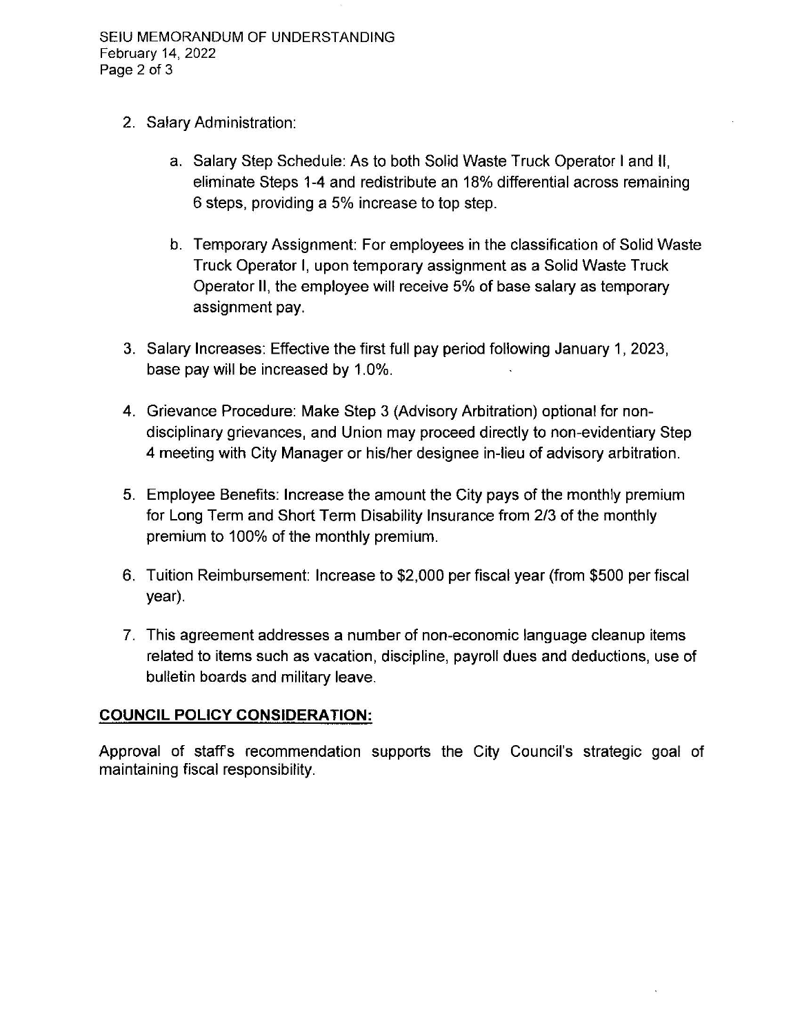2. Salary Administration:

    a. Salary Step Schedule: As to both Solid Waste Truck Operator I and II, eliminate Steps 1-4 and redistribute an 18% differential across remaining 6 steps, providing a 5% increase to top step.

    b. Temporary Assignment: For employees in the classification of Solid Waste Truck Operator I, upon temporary assignment as a Solid Waste Truck Operator II, the employee will receive 5% of base salary as temporary assignment pay.

3. Salary Increases: Effective the first full pay period following January 1, 2023, base pay will be increased by 1.0%.

4. Grievance Procedure: Make Step 3 (Advisory Arbitration) optional for non-disciplinary grievances, and Union may proceed directly to non-evidentiary Step 4 meeting with City Manager or his/her designee in-lieu of advisory arbitration.

5. Employee Benefits: Increase the amount the City pays of the monthly premium for Long Term and Short Term Disability Insurance from 2/3 of the monthly premium to 100% of the monthly premium.

6. Tuition Reimbursement: Increase to $2,000 per fiscal year (from $500 per fiscal year).

7. This agreement addresses a number of non-economic language cleanup items related to items such as vacation, discipline, payroll dues and deductions, use of bulletin boards and military leave.

**COUNCIL POLICY CONSIDERATION:**

Approval of staff's recommendation supports the City Council's strategic goal of maintaining fiscal responsibility.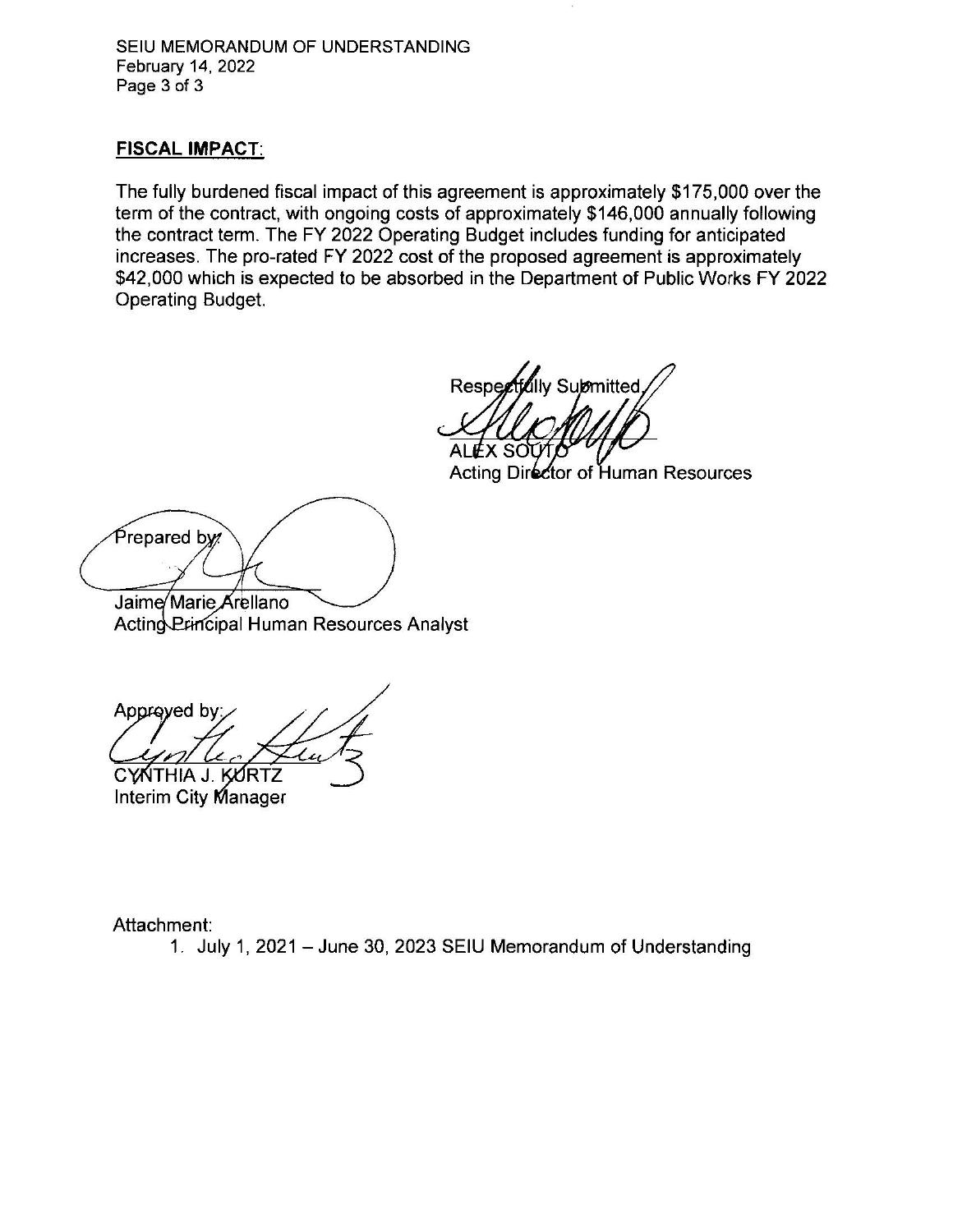**FISCAL IMPACT**:

The fully burdened fiscal impact of this agreement is approximately $175,000 over the term of the contract, with ongoing costs of approximately $146,000 annually following the contract term. The FY 2022 Operating Budget includes funding for anticipated increases. The pro-rated FY 2022 cost of the proposed agreement is approximately $42,000 which is expected to be absorbed in the Department of Public Works FY 2022 Operating Budget.

Respectfully Submitted,

ALEX SOUTO
Acting Director of Human Resources

Prepared by:

Jaime Marie Arellano
Acting Principal Human Resources Analyst

Approved by:

CYNTHIA J. KURTZ
Interim City Manager

Attachment:

1. July 1, 2021 – June 30, 2023 SEIU Memorandum of Understanding